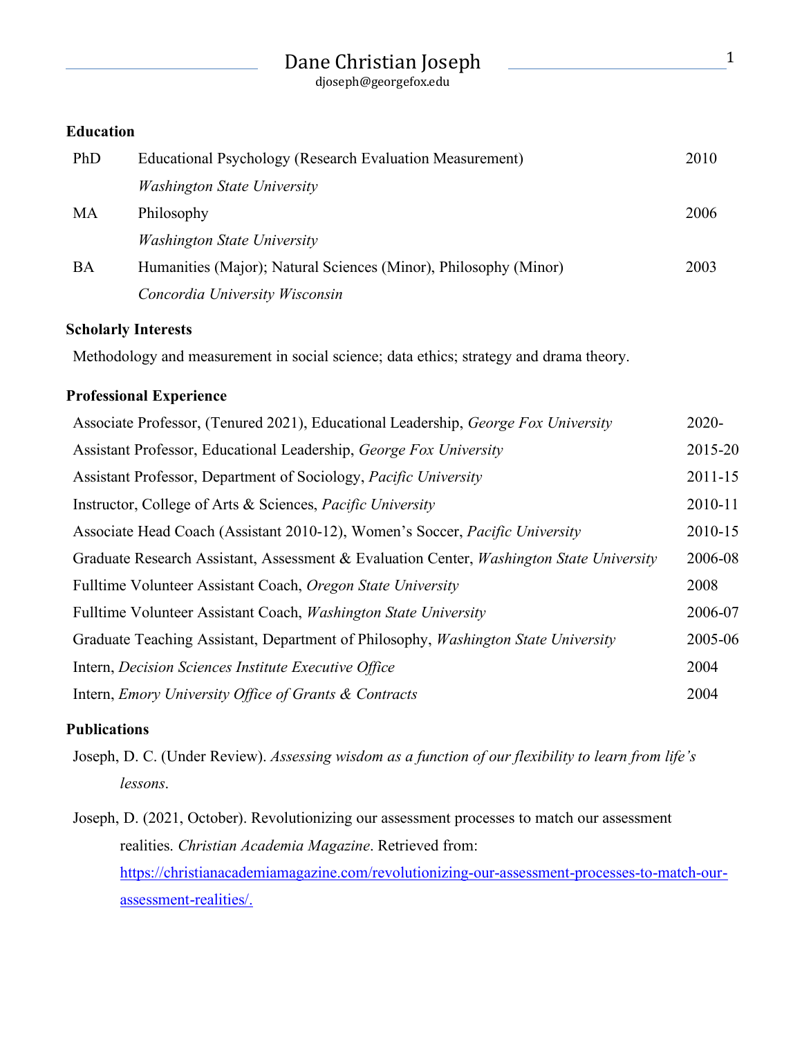# Dane Christian Joseph

djoseph@georgefox.edu

## Education

| | | |
|---|---|---|
| PhD | Educational Psychology (Research Evaluation Measurement) *Washington State University* | 2010 |
| MA | Philosophy *Washington State University* | 2006 |
| BA | Humanities (Major); Natural Sciences (Minor), Philosophy (Minor) *Concordia University Wisconsin* | 2003 |

## Scholarly Interests

Methodology and measurement in social science; data ethics; strategy and drama theory.

## Professional Experience

| | |
|---|---|
| Associate Professor, (Tenured 2021), Educational Leadership, *George Fox University* | 2020- |
| Assistant Professor, Educational Leadership, *George Fox University* | 2015-20 |
| Assistant Professor, Department of Sociology, *Pacific University* | 2011-15 |
| Instructor, College of Arts & Sciences, *Pacific University* | 2010-11 |
| Associate Head Coach (Assistant 2010-12), Women's Soccer, *Pacific University* | 2010-15 |
| Graduate Research Assistant, Assessment & Evaluation Center, *Washington State University* | 2006-08 |
| Fulltime Volunteer Assistant Coach, *Oregon State University* | 2008 |
| Fulltime Volunteer Assistant Coach, *Washington State University* | 2006-07 |
| Graduate Teaching Assistant, Department of Philosophy, *Washington State University* | 2005-06 |
| Intern, *Decision Sciences Institute Executive Office* | 2004 |
| Intern, *Emory University Office of Grants & Contracts* | 2004 |

## Publications

Joseph, D. C. (Under Review). *Assessing wisdom as a function of our flexibility to learn from life's lessons*.

Joseph, D. (2021, October). Revolutionizing our assessment processes to match our assessment realities. *Christian Academia Magazine*. Retrieved from: https://christianacademiamagazine.com/revolutionizing-our-assessment-processes-to-match-our-assessment-realities/.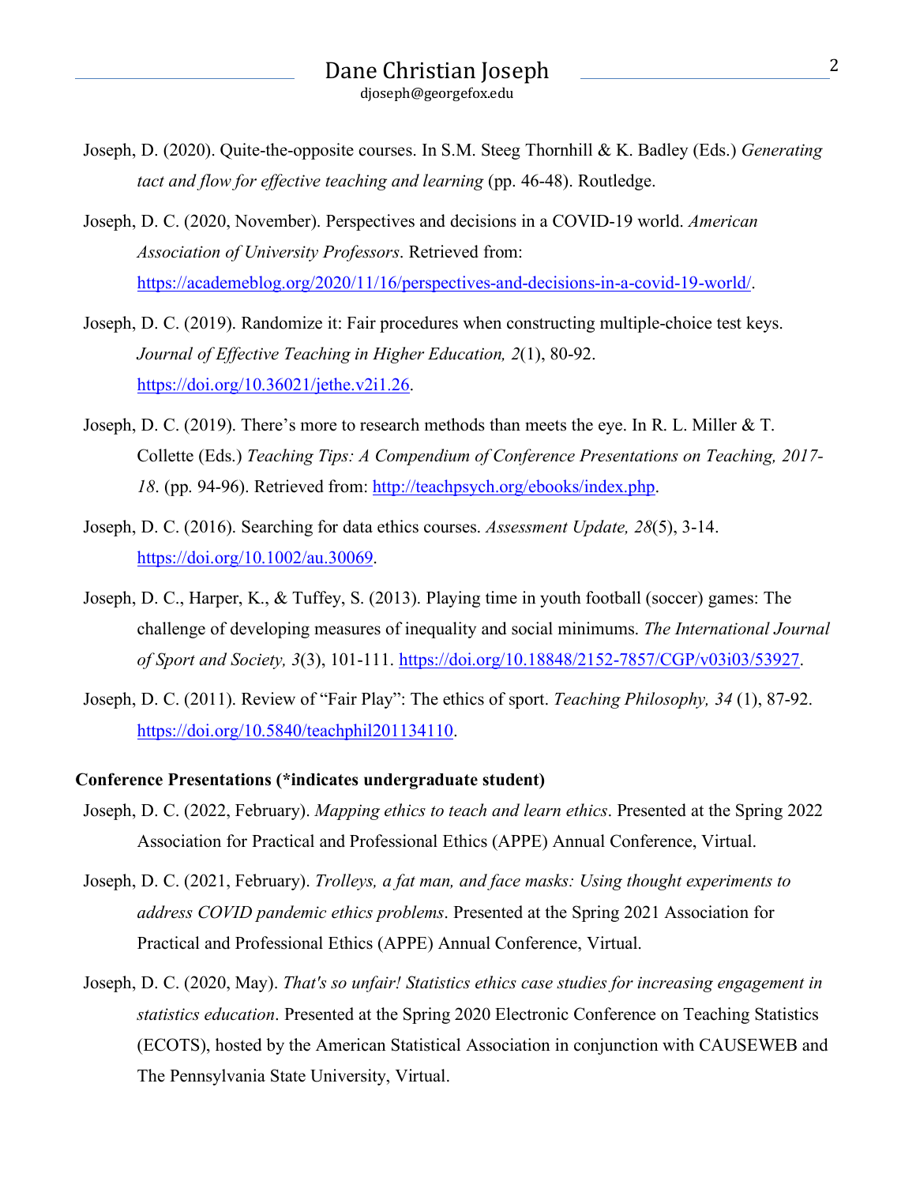Joseph, D. (2020). Quite-the-opposite courses. In S.M. Steeg Thornhill & K. Badley (Eds.) *Generating tact and flow for effective teaching and learning* (pp. 46-48). Routledge.

Joseph, D. C. (2020, November). Perspectives and decisions in a COVID-19 world. *American Association of University Professors*. Retrieved from: https://academeblog.org/2020/11/16/perspectives-and-decisions-in-a-covid-19-world/.

Joseph, D. C. (2019). Randomize it: Fair procedures when constructing multiple-choice test keys. *Journal of Effective Teaching in Higher Education, 2*(1), 80-92. https://doi.org/10.36021/jethe.v2i1.26.

Joseph, D. C. (2019). There's more to research methods than meets the eye. In R. L. Miller & T. Collette (Eds.) *Teaching Tips: A Compendium of Conference Presentations on Teaching, 2017-18*. (pp. 94-96). Retrieved from: http://teachpsych.org/ebooks/index.php.

Joseph, D. C. (2016). Searching for data ethics courses. *Assessment Update, 28*(5), 3-14. https://doi.org/10.1002/au.30069.

Joseph, D. C., Harper, K., & Tuffey, S. (2013). Playing time in youth football (soccer) games: The challenge of developing measures of inequality and social minimums. *The International Journal of Sport and Society, 3*(3), 101-111. https://doi.org/10.18848/2152-7857/CGP/v03i03/53927.

Joseph, D. C. (2011). Review of "Fair Play": The ethics of sport. *Teaching Philosophy, 34* (1), 87-92. https://doi.org/10.5840/teachphil201134110.

**Conference Presentations (*indicates undergraduate student)**

Joseph, D. C. (2022, February). *Mapping ethics to teach and learn ethics*. Presented at the Spring 2022 Association for Practical and Professional Ethics (APPE) Annual Conference, Virtual.

Joseph, D. C. (2021, February). *Trolleys, a fat man, and face masks: Using thought experiments to address COVID pandemic ethics problems*. Presented at the Spring 2021 Association for Practical and Professional Ethics (APPE) Annual Conference, Virtual.

Joseph, D. C. (2020, May). *That's so unfair! Statistics ethics case studies for increasing engagement in statistics education*. Presented at the Spring 2020 Electronic Conference on Teaching Statistics (ECOTS), hosted by the American Statistical Association in conjunction with CAUSEWEB and The Pennsylvania State University, Virtual.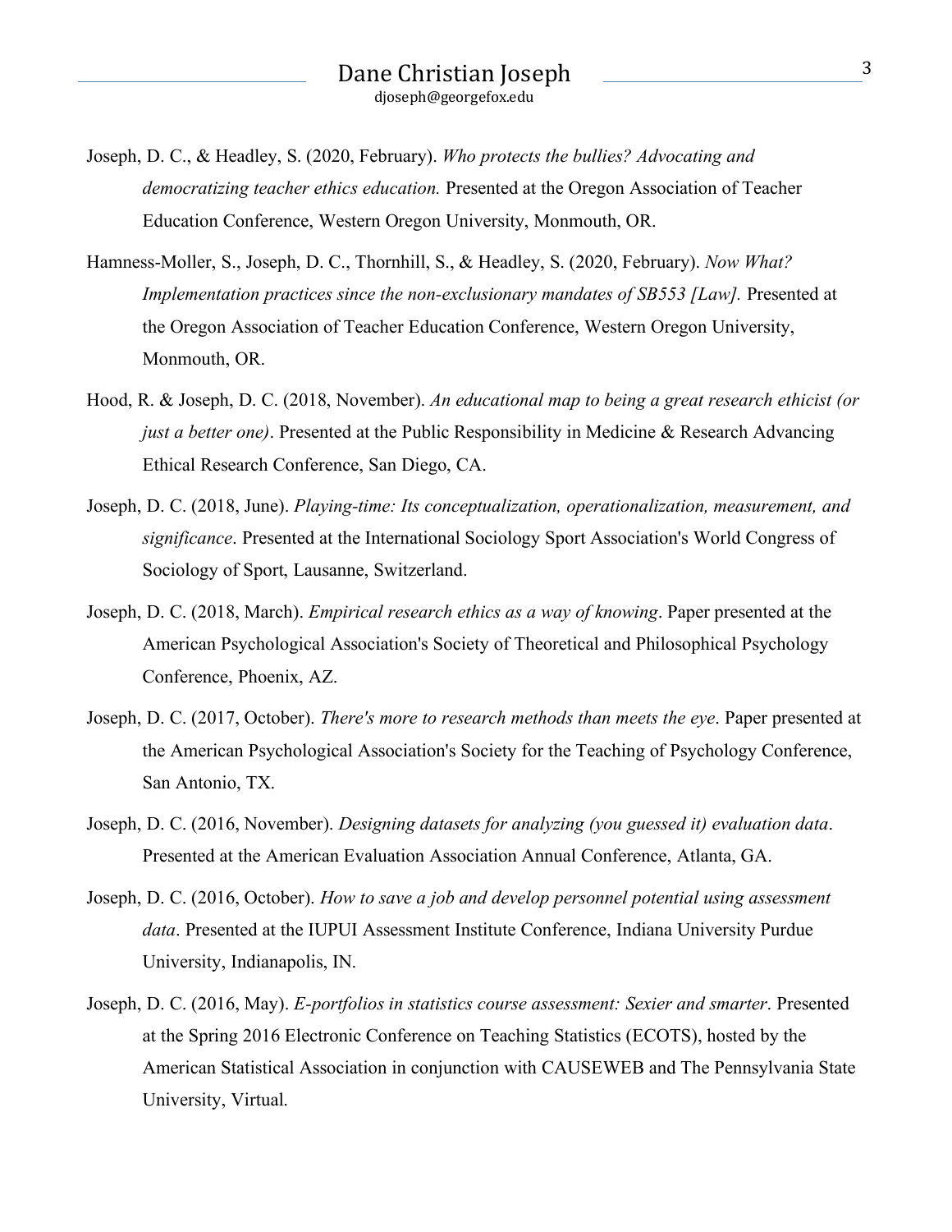Joseph, D. C., & Headley, S. (2020, February). *Who protects the bullies? Advocating and democratizing teacher ethics education.* Presented at the Oregon Association of Teacher Education Conference, Western Oregon University, Monmouth, OR.

Hamness-Moller, S., Joseph, D. C., Thornhill, S., & Headley, S. (2020, February). *Now What? Implementation practices since the non-exclusionary mandates of SB553 [Law].* Presented at the Oregon Association of Teacher Education Conference, Western Oregon University, Monmouth, OR.

Hood, R. & Joseph, D. C. (2018, November). *An educational map to being a great research ethicist (or just a better one)*. Presented at the Public Responsibility in Medicine & Research Advancing Ethical Research Conference, San Diego, CA.

Joseph, D. C. (2018, June). *Playing-time: Its conceptualization, operationalization, measurement, and significance*. Presented at the International Sociology Sport Association's World Congress of Sociology of Sport, Lausanne, Switzerland.

Joseph, D. C. (2018, March). *Empirical research ethics as a way of knowing*. Paper presented at the American Psychological Association's Society of Theoretical and Philosophical Psychology Conference, Phoenix, AZ.

Joseph, D. C. (2017, October). *There's more to research methods than meets the eye*. Paper presented at the American Psychological Association's Society for the Teaching of Psychology Conference, San Antonio, TX.

Joseph, D. C. (2016, November). *Designing datasets for analyzing (you guessed it) evaluation data*. Presented at the American Evaluation Association Annual Conference, Atlanta, GA.

Joseph, D. C. (2016, October). *How to save a job and develop personnel potential using assessment data*. Presented at the IUPUI Assessment Institute Conference, Indiana University Purdue University, Indianapolis, IN.

Joseph, D. C. (2016, May). *E-portfolios in statistics course assessment: Sexier and smarter*. Presented at the Spring 2016 Electronic Conference on Teaching Statistics (ECOTS), hosted by the American Statistical Association in conjunction with CAUSEWEB and The Pennsylvania State University, Virtual.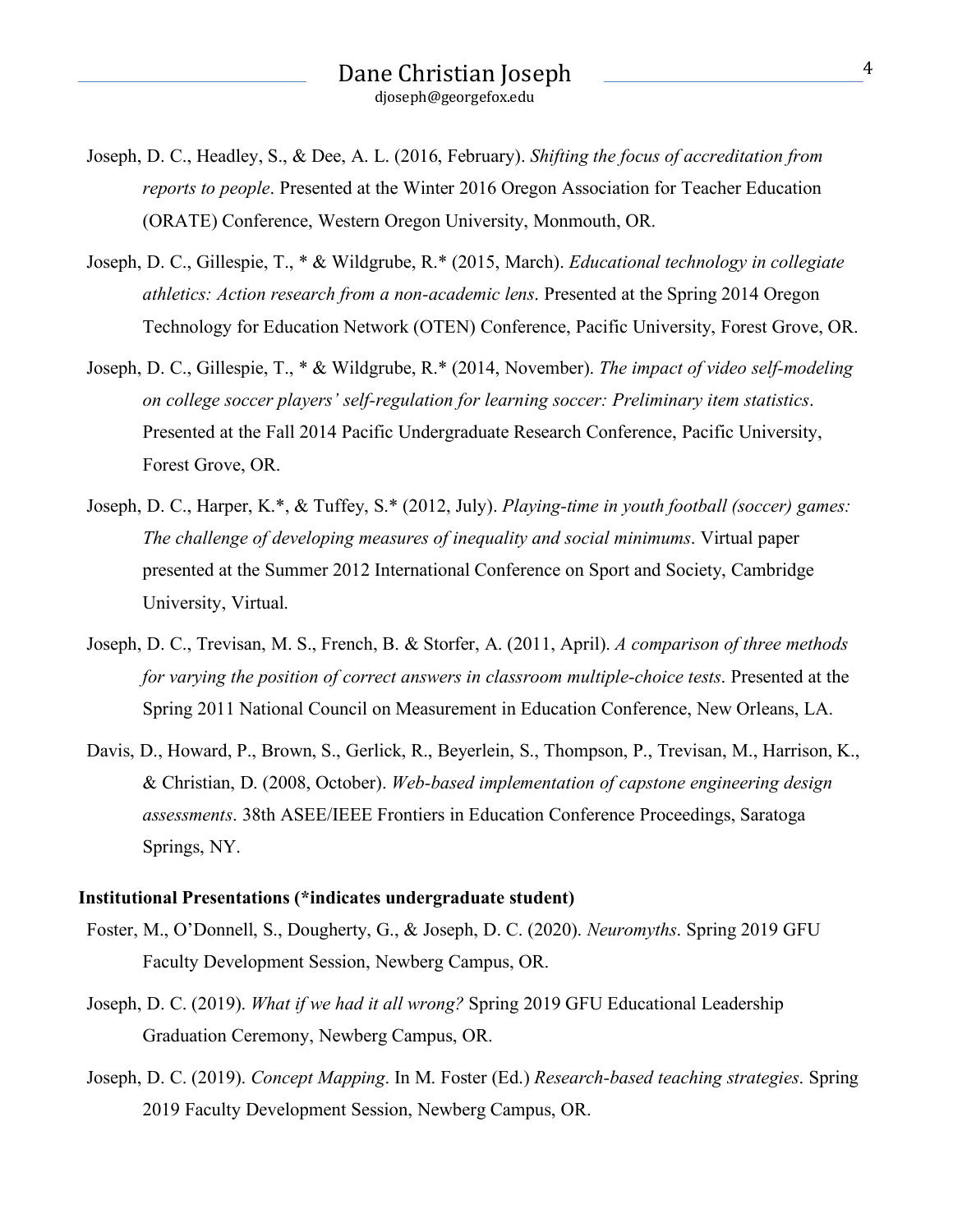Joseph, D. C., Headley, S., & Dee, A. L. (2016, February). *Shifting the focus of accreditation from reports to people*. Presented at the Winter 2016 Oregon Association for Teacher Education (ORATE) Conference, Western Oregon University, Monmouth, OR.

Joseph, D. C., Gillespie, T., * & Wildgrube, R.* (2015, March). *Educational technology in collegiate athletics: Action research from a non-academic lens*. Presented at the Spring 2014 Oregon Technology for Education Network (OTEN) Conference, Pacific University, Forest Grove, OR.

Joseph, D. C., Gillespie, T., * & Wildgrube, R.* (2014, November). *The impact of video self-modeling on college soccer players' self-regulation for learning soccer: Preliminary item statistics*. Presented at the Fall 2014 Pacific Undergraduate Research Conference, Pacific University, Forest Grove, OR.

Joseph, D. C., Harper, K.*, & Tuffey, S.* (2012, July). *Playing-time in youth football (soccer) games: The challenge of developing measures of inequality and social minimums*. Virtual paper presented at the Summer 2012 International Conference on Sport and Society, Cambridge University, Virtual.

Joseph, D. C., Trevisan, M. S., French, B. & Storfer, A. (2011, April). *A comparison of three methods for varying the position of correct answers in classroom multiple-choice tests*. Presented at the Spring 2011 National Council on Measurement in Education Conference, New Orleans, LA.

Davis, D., Howard, P., Brown, S., Gerlick, R., Beyerlein, S., Thompson, P., Trevisan, M., Harrison, K., & Christian, D. (2008, October). *Web-based implementation of capstone engineering design assessments*. 38th ASEE/IEEE Frontiers in Education Conference Proceedings, Saratoga Springs, NY.

**Institutional Presentations (*indicates undergraduate student)**

Foster, M., O'Donnell, S., Dougherty, G., & Joseph, D. C. (2020). *Neuromyths*. Spring 2019 GFU Faculty Development Session, Newberg Campus, OR.

Joseph, D. C. (2019). *What if we had it all wrong?* Spring 2019 GFU Educational Leadership Graduation Ceremony, Newberg Campus, OR.

Joseph, D. C. (2019). *Concept Mapping*. In M. Foster (Ed.) *Research-based teaching strategies*. Spring 2019 Faculty Development Session, Newberg Campus, OR.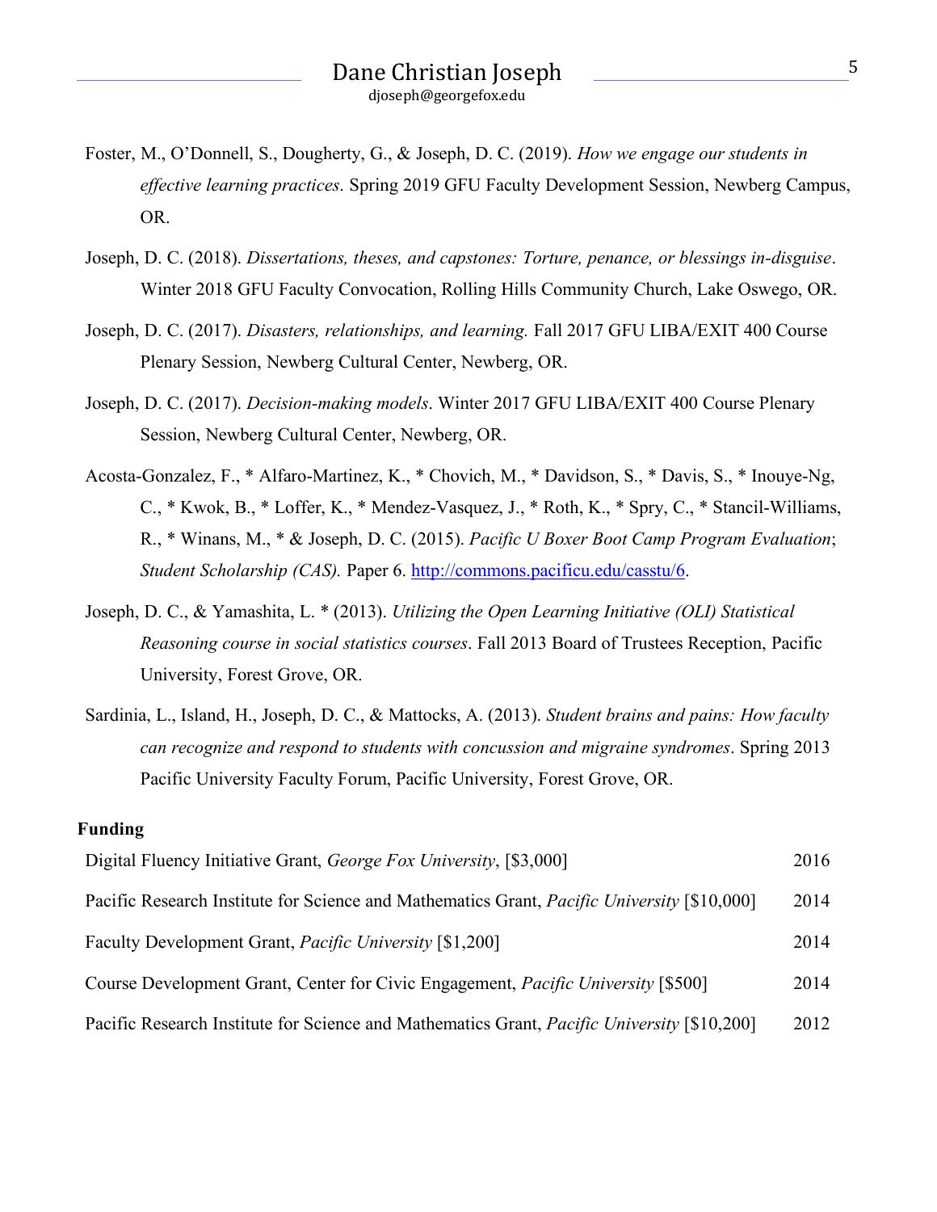Foster, M., O'Donnell, S., Dougherty, G., & Joseph, D. C. (2019). *How we engage our students in effective learning practices*. Spring 2019 GFU Faculty Development Session, Newberg Campus, OR.

Joseph, D. C. (2018). *Dissertations, theses, and capstones: Torture, penance, or blessings in-disguise*. Winter 2018 GFU Faculty Convocation, Rolling Hills Community Church, Lake Oswego, OR.

Joseph, D. C. (2017). *Disasters, relationships, and learning.* Fall 2017 GFU LIBA/EXIT 400 Course Plenary Session, Newberg Cultural Center, Newberg, OR.

Joseph, D. C. (2017). *Decision-making models*. Winter 2017 GFU LIBA/EXIT 400 Course Plenary Session, Newberg Cultural Center, Newberg, OR.

Acosta-Gonzalez, F., * Alfaro-Martinez, K., * Chovich, M., * Davidson, S., * Davis, S., * Inouye-Ng, C., * Kwok, B., * Loffer, K., * Mendez-Vasquez, J., * Roth, K., * Spry, C., * Stancil-Williams, R., * Winans, M., * & Joseph, D. C. (2015). *Pacific U Boxer Boot Camp Program Evaluation*; *Student Scholarship (CAS).* Paper 6. http://commons.pacificu.edu/casstu/6.

Joseph, D. C., & Yamashita, L. * (2013). *Utilizing the Open Learning Initiative (OLI) Statistical Reasoning course in social statistics courses*. Fall 2013 Board of Trustees Reception, Pacific University, Forest Grove, OR.

Sardinia, L., Island, H., Joseph, D. C., & Mattocks, A. (2013). *Student brains and pains: How faculty can recognize and respond to students with concussion and migraine syndromes*. Spring 2013 Pacific University Faculty Forum, Pacific University, Forest Grove, OR.

**Funding**

Digital Fluency Initiative Grant, *George Fox University*, [$3,000] 2016

Pacific Research Institute for Science and Mathematics Grant, *Pacific University* [$10,000] 2014

Faculty Development Grant, *Pacific University* [$1,200] 2014

Course Development Grant, Center for Civic Engagement, *Pacific University* [$500] 2014

Pacific Research Institute for Science and Mathematics Grant, *Pacific University* [$10,200] 2012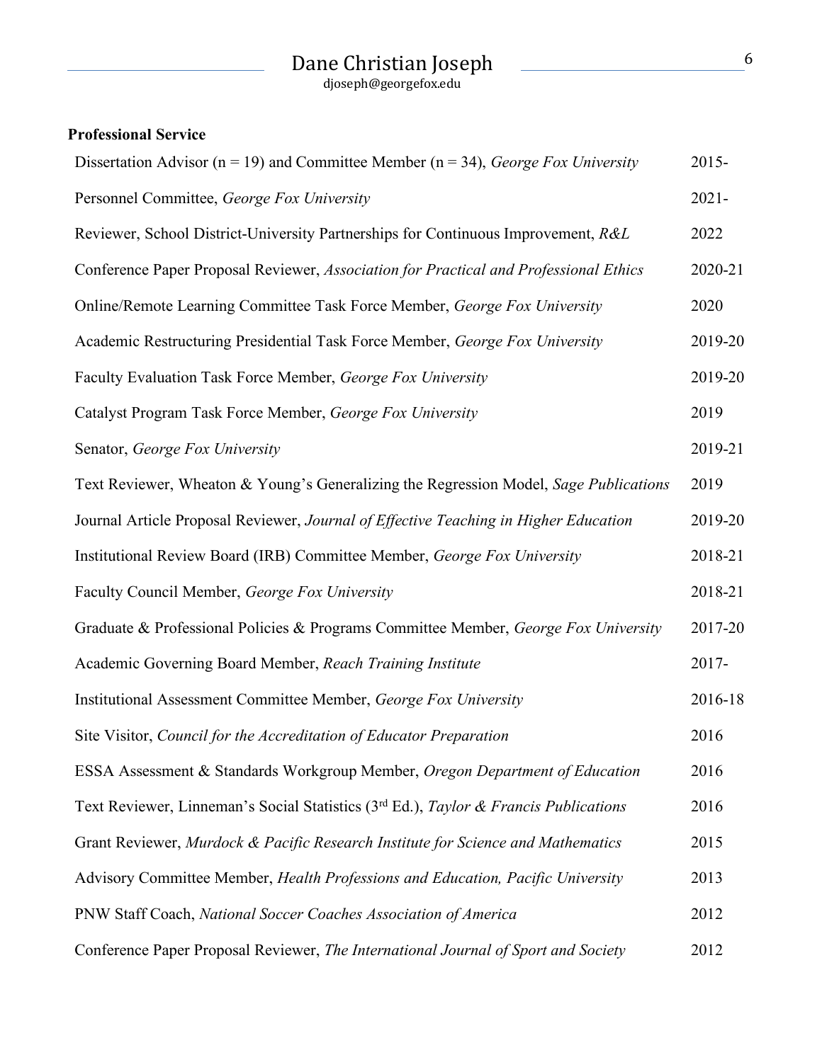**Professional Service**

| | |
|---|---|
| Dissertation Advisor ($n = 19$) and Committee Member ($n = 34$), *George Fox University* | 2015- |
| Personnel Committee, *George Fox University* | 2021- |
| Reviewer, School District-University Partnerships for Continuous Improvement, *R&L* | 2022 |
| Conference Paper Proposal Reviewer, *Association for Practical and Professional Ethics* | 2020-21 |
| Online/Remote Learning Committee Task Force Member, *George Fox University* | 2020 |
| Academic Restructuring Presidential Task Force Member, *George Fox University* | 2019-20 |
| Faculty Evaluation Task Force Member, *George Fox University* | 2019-20 |
| Catalyst Program Task Force Member, *George Fox University* | 2019 |
| Senator, *George Fox University* | 2019-21 |
| Text Reviewer, Wheaton & Young's Generalizing the Regression Model, *Sage Publications* | 2019 |
| Journal Article Proposal Reviewer, *Journal of Effective Teaching in Higher Education* | 2019-20 |
| Institutional Review Board (IRB) Committee Member, *George Fox University* | 2018-21 |
| Faculty Council Member, *George Fox University* | 2018-21 |
| Graduate & Professional Policies & Programs Committee Member, *George Fox University* | 2017-20 |
| Academic Governing Board Member, *Reach Training Institute* | 2017- |
| Institutional Assessment Committee Member, *George Fox University* | 2016-18 |
| Site Visitor, *Council for the Accreditation of Educator Preparation* | 2016 |
| ESSA Assessment & Standards Workgroup Member, *Oregon Department of Education* | 2016 |
| Text Reviewer, Linneman's Social Statistics (3rd Ed.), *Taylor & Francis Publications* | 2016 |
| Grant Reviewer, *Murdock & Pacific Research Institute for Science and Mathematics* | 2015 |
| Advisory Committee Member, *Health Professions and Education, Pacific University* | 2013 |
| PNW Staff Coach, *National Soccer Coaches Association of America* | 2012 |
| Conference Paper Proposal Reviewer, *The International Journal of Sport and Society* | 2012 |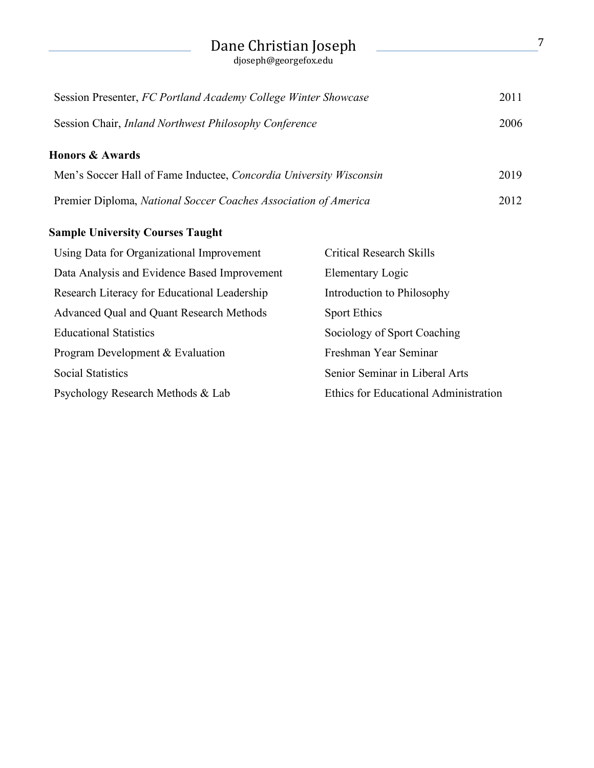Session Presenter, *FC Portland Academy College Winter Showcase* 2011

Session Chair, *Inland Northwest Philosophy Conference* 2006

**Honors & Awards**

Men's Soccer Hall of Fame Inductee, *Concordia University Wisconsin* 2019

Premier Diploma, *National Soccer Coaches Association of America* 2012

**Sample University Courses Taught**

Using Data for Organizational Improvement

Data Analysis and Evidence Based Improvement

Research Literacy for Educational Leadership

Advanced Qual and Quant Research Methods

Educational Statistics

Program Development & Evaluation

Social Statistics

Psychology Research Methods & Lab

Critical Research Skills

Elementary Logic

Introduction to Philosophy

Sport Ethics

Sociology of Sport Coaching

Freshman Year Seminar

Senior Seminar in Liberal Arts

Ethics for Educational Administration